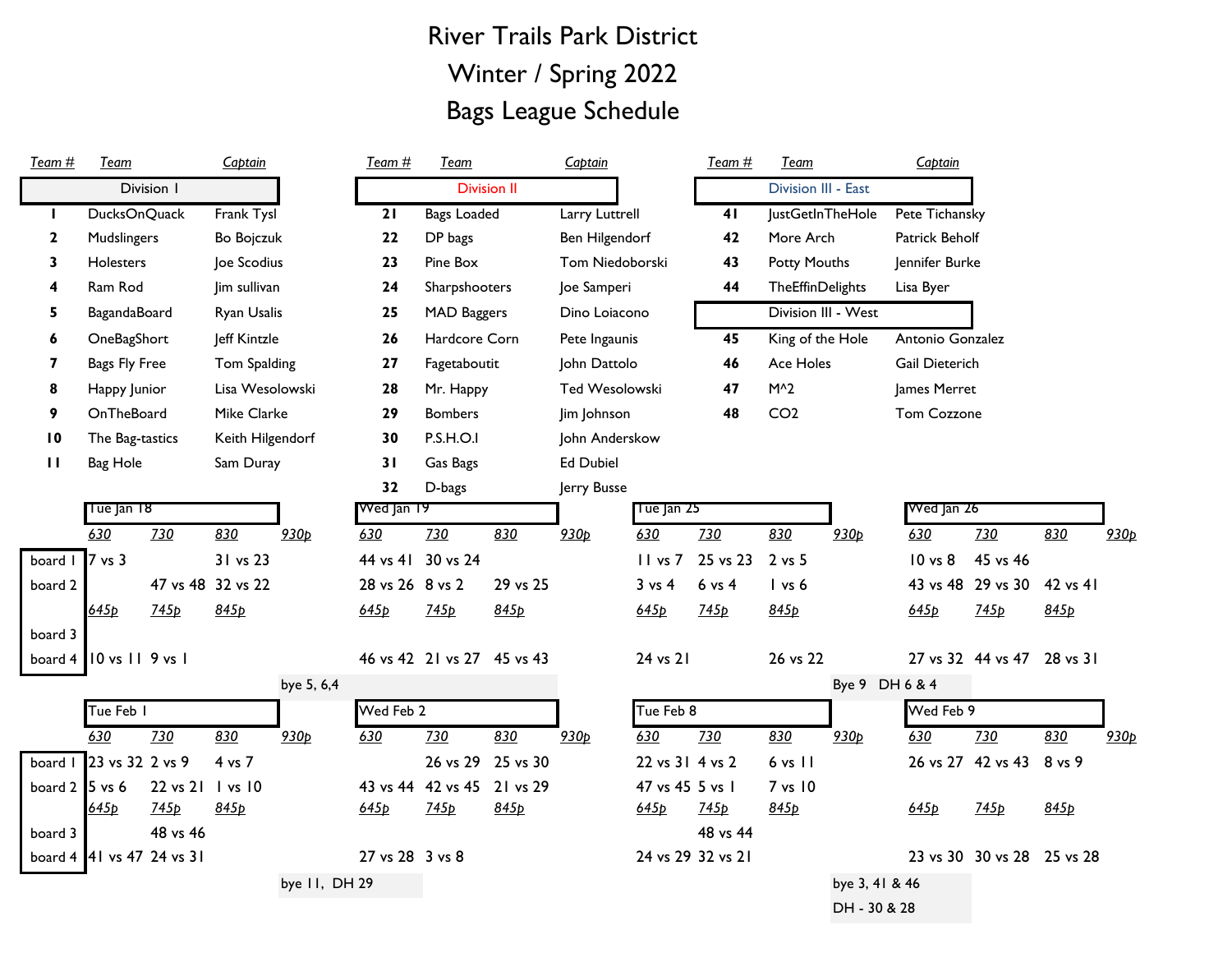# River Trails Park District

# Winter / Spring 2022

# Bags League Schedule

| Team # | Team | Captain |
|---|---|---|
| **Division I** | | |
| 1 | DucksOnQuack | Frank Tysl |
| 2 | Mudslingers | Bo Bojczuk |
| 3 | Holesters | Joe Scodius |
| 4 | Ram Rod | Jim sullivan |
| 5 | BagandaBoard | Ryan Usalis |
| 6 | OneBagShort | Jeff Kintzle |
| 7 | Bags Fly Free | Tom Spalding |
| 8 | Happy Junior | Lisa Wesolowski |
| 9 | OnTheBoard | Mike Clarke |
| 10 | The Bag-tastics | Keith Hilgendorf |
| 11 | Bag Hole | Sam Duray |

| Team # | Team | Captain |
|---|---|---|
| **Division II** | | |
| 21 | Bags Loaded | Larry Luttrell |
| 22 | DP bags | Ben Hilgendorf |
| 23 | Pine Box | Tom Niedoborski |
| 24 | Sharpshooters | Joe Samperi |
| 25 | MAD Baggers | Dino Loiacono |
| 26 | Hardcore Corn | Pete Ingaunis |
| 27 | Fagetaboutit | John Dattolo |
| 28 | Mr. Happy | Ted Wesolowski |
| 29 | Bombers | Jim Johnson |
| 30 | P.S.H.O.I | John Anderskow |
| 31 | Gas Bags | Ed Dubiel |
| 32 | D-bags | Jerry Busse |

| Team # | Team | Captain |
|---|---|---|
| **Division III - East** | | |
| 41 | JustGetInTheHole | Pete Tichansky |
| 42 | More Arch | Patrick Beholf |
| 43 | Potty Mouths | Jennifer Burke |
| 44 | TheEffinDelights | Lisa Byer |
| **Division III - West** | | |
| 45 | King of the Hole | Antonio Gonzalez |
| 46 | Ace Holes | Gail Dieterich |
| 47 | M^2 | James Merret |
| 48 | CO2 | Tom Cozzone |

| | Tue Jan 18 | | | | Wed Jan 19 | | | | Tue Jan 25 | | | | Wed Jan 26 | | | |
|---|---|---|---|---|---|---|---|---|---|---|---|---|---|---|---|---|
| | 630 | 730 | 830 | 930p | 630 | 730 | 830 | 930p | 630 | 730 | 830 | 930p | 630 | 730 | 830 | 930p |
| board 1 | 7 vs 3 | | 31 vs 23 | | 44 vs 41 | 30 vs 24 | | | 11 vs 7 | 25 vs 23 | 2 vs 5 | | 10 vs 8 | 45 vs 46 | | |
| board 2 | | 47 vs 48 | 32 vs 22 | | 28 vs 26 | 8 vs 2 | 29 vs 25 | | 3 vs 4 | 6 vs 4 | 1 vs 6 | | 43 vs 48 | 29 vs 30 | 42 vs 41 | |
| | 645p | 745p | 845p | | 645p | 745p | 845p | | 645p | 745p | 845p | | 645p | 745p | 845p | |
| board 3 | | | | | | | | | | | | | | | | |
| board 4 | 10 vs 11 | 9 vs 1 | | | 46 vs 42 | 21 vs 27 | 45 vs 43 | | 24 vs 21 | | 26 vs 22 | | 27 vs 32 | 44 vs 47 | 28 vs 31 | |
| | | | | bye 5, 6,4 | | | | | | | | Bye 9 DH 6 & 4 | | | | |

| | Tue Feb 1 | | | | Wed Feb 2 | | | | Tue Feb 8 | | | | Wed Feb 9 | | | |
|---|---|---|---|---|---|---|---|---|---|---|---|---|---|---|---|---|
| | 630 | 730 | 830 | 930p | 630 | 730 | 830 | 930p | 630 | 730 | 830 | 930p | 630 | 730 | 830 | 930p |
| board 1 | 23 vs 32 | 2 vs 9 | 4 vs 7 | | | 26 vs 29 | 25 vs 30 | | 22 vs 31 | 4 vs 2 | 6 vs 11 | | 26 vs 27 | 42 vs 43 | 8 vs 9 | |
| board 2 | 5 vs 6 | 22 vs 21 | 1 vs 10 | | 43 vs 44 | 42 vs 45 | 21 vs 29 | | 47 vs 45 | 5 vs 1 | 7 vs 10 | | | | | |
| | 645p | 745p | 845p | | 645p | 745p | 845p | | 645p | 745p | 845p | | 645p | 745p | 845p | |
| board 3 | | 48 vs 46 | | | | | | | | 48 vs 44 | | | | | | |
| board 4 | 41 vs 47 | 24 vs 31 | | | 27 vs 28 | 3 vs 8 | | | 24 vs 29 | 32 vs 21 | | | 23 vs 30 | 30 vs 28 | 25 vs 28 | |
| | | | | bye 11, DH 29 | | | | | | | | bye 3, 41 & 46 DH - 30 & 28 | | | | |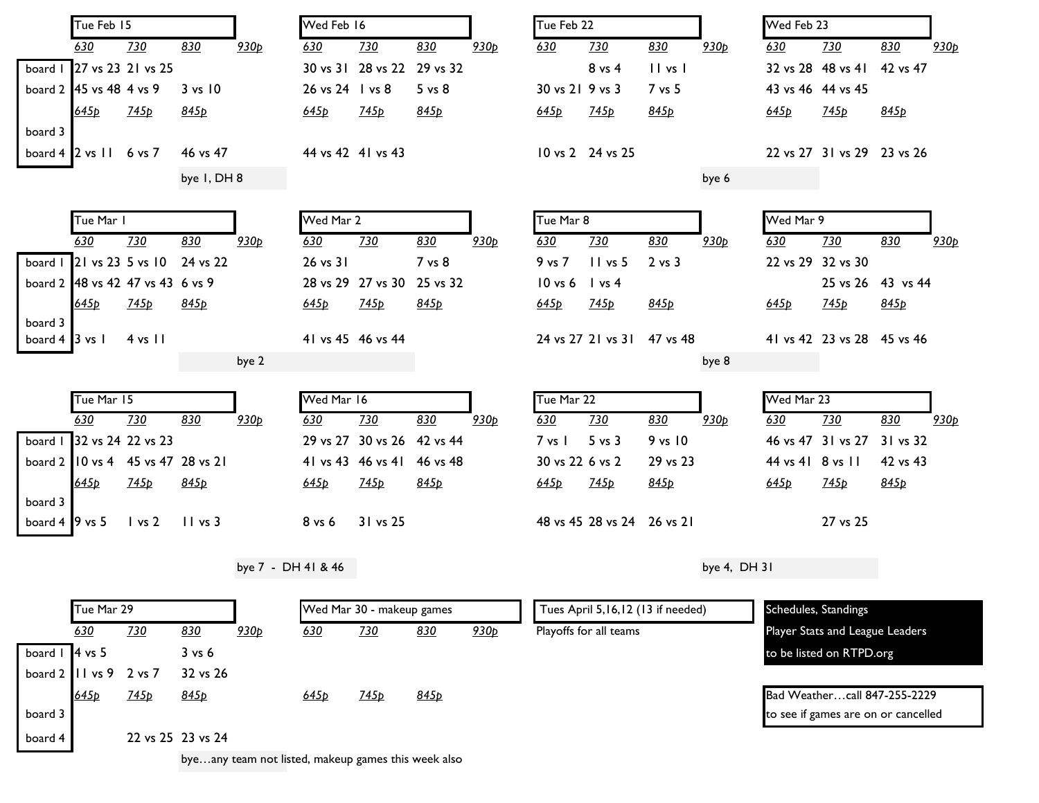| | Tue Feb 15 | | | | Wed Feb 16 | | | | Tue Feb 22 | | | | Wed Feb 23 | | | |
|---|---|---|---|---|---|---|---|---|---|---|---|---|---|---|---|---|
| | *630* | *730* | *830* | *930p* | *630* | *730* | *830* | *930p* | *630* | *730* | *830* | *930p* | *630* | *730* | *830* | *930p* |
| board 1 | 27 vs 23 | 21 vs 25 | | | 30 vs 31 | 28 vs 22 | 29 vs 32 | | | 8 vs 4 | 11 vs 1 | | 32 vs 28 | 48 vs 41 | 42 vs 47 | |
| board 2 | 45 vs 48 | 4 vs 9 | 3 vs 10 | | 26 vs 24 | 1 vs 8 | 5 vs 8 | | 30 vs 21 | 9 vs 3 | 7 vs 5 | | 43 vs 46 | 44 vs 45 | | |
| | *645p* | *745p* | *845p* | | *645p* | *745p* | *845p* | | *645p* | *745p* | *845p* | | *645p* | *745p* | *845p* | |
| board 3 | | | | | | | | | | | | | | | | |
| board 4 | 2 vs 11 | 6 vs 7 | 46 vs 47 | | 44 vs 42 | 41 vs 43 | | | 10 vs 2 | 24 vs 25 | | | 22 vs 27 | 31 vs 29 | 23 vs 26 | |

bye 1, DH 8

bye 6

| | Tue Mar 1 | | | | Wed Mar 2 | | | | Tue Mar 8 | | | | Wed Mar 9 | | | |
|---|---|---|---|---|---|---|---|---|---|---|---|---|---|---|---|---|
| | *630* | *730* | *830* | *930p* | *630* | *730* | *830* | *930p* | *630* | *730* | *830* | *930p* | *630* | *730* | *830* | *930p* |
| board 1 | 21 vs 23 | 5 vs 10 | 24 vs 22 | | 26 vs 31 | | 7 vs 8 | | 9 vs 7 | 11 vs 5 | 2 vs 3 | | 22 vs 29 | 32 vs 30 | | |
| board 2 | 48 vs 42 | 47 vs 43 | 6 vs 9 | | 28 vs 29 | 27 vs 30 | 25 vs 32 | | 10 vs 6 | 1 vs 4 | | | | 25 vs 26 | 43 vs 44 | |
| | *645p* | *745p* | *845p* | | *645p* | *745p* | *845p* | | *645p* | *745p* | *845p* | | *645p* | *745p* | *845p* | |
| board 3 | | | | | | | | | | | | | | | | |
| board 4 | 3 vs 1 | 4 vs 11 | | | 41 vs 45 | 46 vs 44 | | | 24 vs 27 | 21 vs 31 | 47 vs 48 | | 41 vs 42 | 23 vs 28 | 45 vs 46 | |

bye 2

bye 8

| | Tue Mar 15 | | | | Wed Mar 16 | | | | Tue Mar 22 | | | | Wed Mar 23 | | | |
|---|---|---|---|---|---|---|---|---|---|---|---|---|---|---|---|---|
| | *630* | *730* | *830* | *930p* | *630* | *730* | *830* | *930p* | *630* | *730* | *830* | *930p* | *630* | *730* | *830* | *930p* |
| board 1 | 32 vs 24 | 22 vs 23 | | | 29 vs 27 | 30 vs 26 | 42 vs 44 | | 7 vs 1 | 5 vs 3 | 9 vs 10 | | 46 vs 47 | 31 vs 27 | 31 vs 32 | |
| board 2 | 10 vs 4 | 45 vs 47 | 28 vs 21 | | 41 vs 43 | 46 vs 41 | 46 vs 48 | | 30 vs 22 | 6 vs 2 | 29 vs 23 | | 44 vs 41 | 8 vs 11 | 42 vs 43 | |
| | *645p* | *745p* | *845p* | | *645p* | *745p* | *845p* | | *645p* | *745p* | *845p* | | *645p* | *745p* | *845p* | |
| board 3 | | | | | | | | | | | | | | | | |
| board 4 | 9 vs 5 | 1 vs 2 | 11 vs 3 | | 8 vs 6 | 31 vs 25 | | | 48 vs 45 | 28 vs 24 | 26 vs 21 | | | 27 vs 25 | | |

bye 7 - DH 41 & 46

bye 4, DH 31

| | Tue Mar 29 | | | | Wed Mar 30 - makeup games | | | |
|---|---|---|---|---|---|---|---|---|
| | *630* | *730* | *830* | *930p* | *630* | *730* | *830* | *930p* |
| board 1 | 4 vs 5 | | 3 vs 6 | | | | | |
| board 2 | 11 vs 9 | 2 vs 7 | 32 vs 26 | | | | | |
| | *645p* | *745p* | *845p* | | *645p* | *745p* | *845p* | |
| board 3 | | | | | | | | |
| board 4 | | 22 vs 25 | 23 vs 24 | | | | | |

bye…any team not listed, makeup games this week also

**Tues April 5,16,12 (13 if needed)**

Playoffs for all teams

**Schedules, Standings**
**Player Stats and League Leaders**
**to be listed on RTPD.org**

Bad Weather…call 847-255-2229
to see if games are on or cancelled